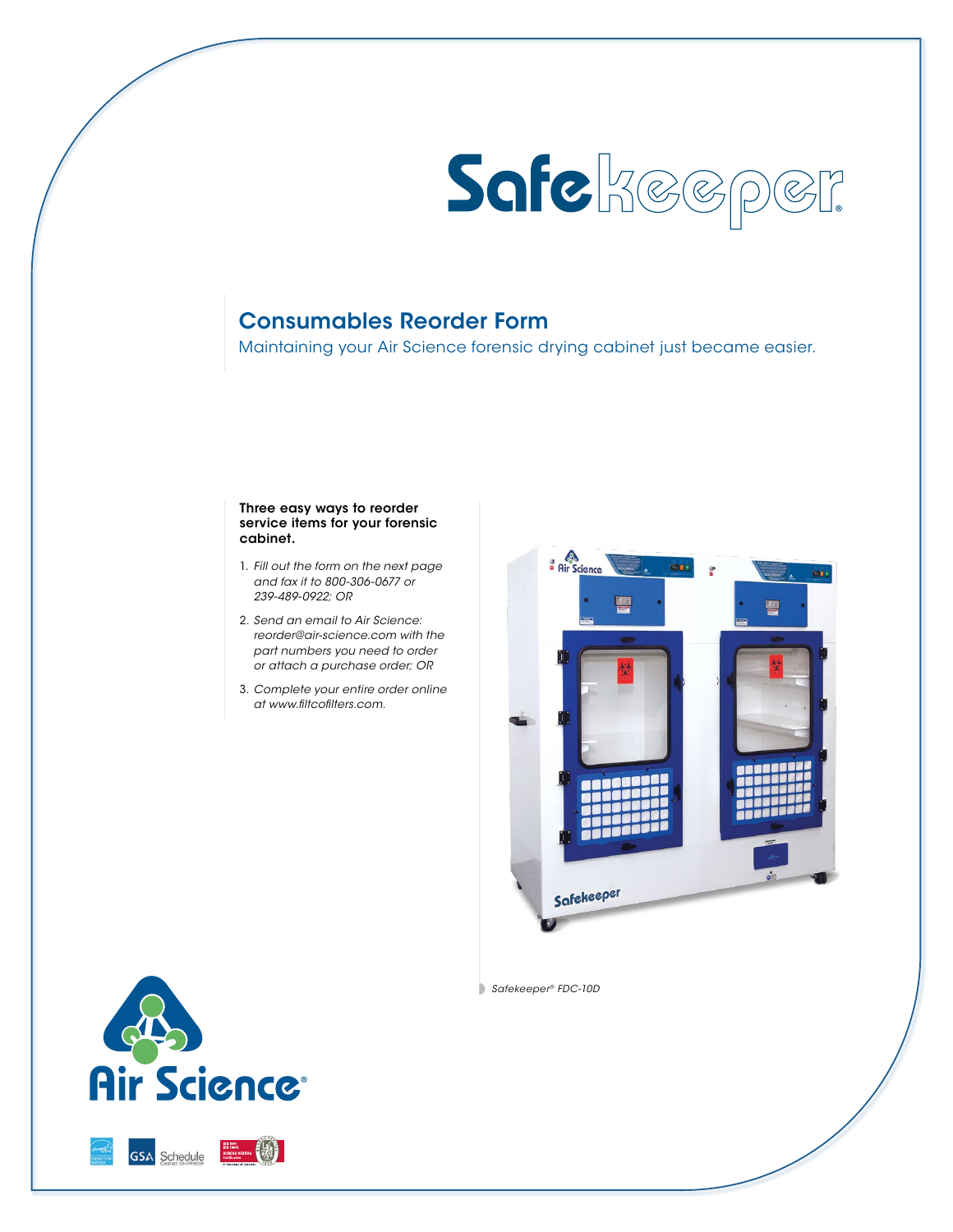# Safekeeper®

## Consumables Reorder Form

Maintaining your Air Science forensic drying cabinet just became easier.

**Three easy ways to reorder service items for your forensic cabinet.**

1. *Fill out the form on the next page and fax it to 800-306-0677 or 239-489-0922; OR*
2. *Send an email to Air Science: reorder@air-science.com with the part numbers you need to order or attach a purchase order; OR*
3. *Complete your entire order online at www.filtcofilters.com.*

*Safekeeper® FDC-10D*

Air Science®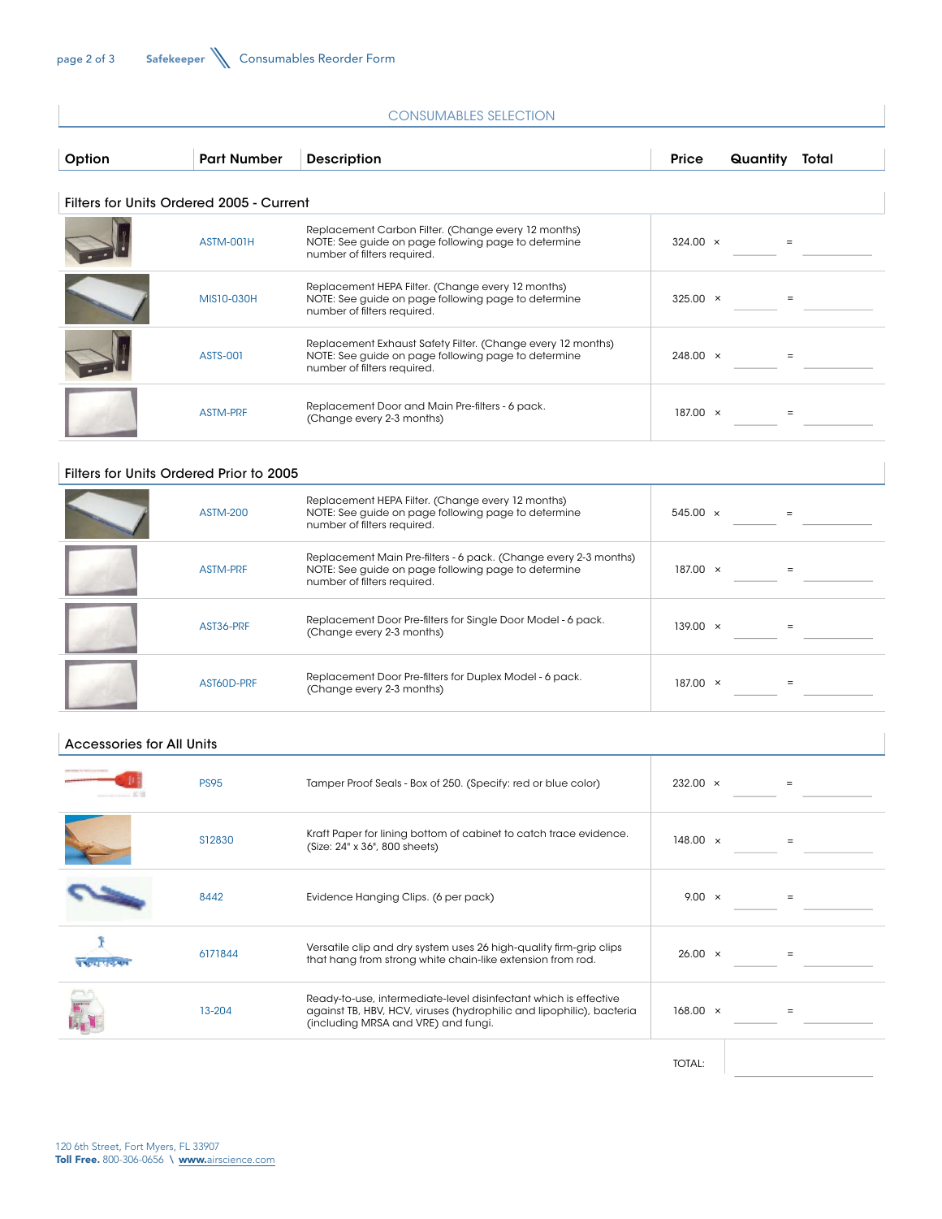## CONSUMABLES SELECTION

| Option | Part Number | Description | Price | Quantity | Total |
|---|---|---|---|---|---|
| **Filters for Units Ordered 2005 - Current** | | | | | |
| | ASTM-001H | Replacement Carbon Filter. (Change every 12 months) NOTE: See guide on page following page to determine number of filters required. | 324.00 × | | = |
| | MIS10-030H | Replacement HEPA Filter. (Change every 12 months) NOTE: See guide on page following page to determine number of filters required. | 325.00 × | | = |
| | ASTS-001 | Replacement Exhaust Safety Filter. (Change every 12 months) NOTE: See guide on page following page to determine number of filters required. | 248.00 × | | = |
| | ASTM-PRF | Replacement Door and Main Pre-filters - 6 pack. (Change every 2-3 months) | 187.00 × | | = |
| **Filters for Units Ordered Prior to 2005** | | | | | |
| | ASTM-200 | Replacement HEPA Filter. (Change every 12 months) NOTE: See guide on page following page to determine number of filters required. | 545.00 × | | = |
| | ASTM-PRF | Replacement Main Pre-filters - 6 pack. (Change every 2-3 months) NOTE: See guide on page following page to determine number of filters required. | 187.00 × | | = |
| | AST36-PRF | Replacement Door Pre-filters for Single Door Model - 6 pack. (Change every 2-3 months) | 139.00 × | | = |
| | AST60D-PRF | Replacement Door Pre-filters for Duplex Model - 6 pack. (Change every 2-3 months) | 187.00 × | | = |
| **Accessories for All Units** | | | | | |
| | PS95 | Tamper Proof Seals - Box of 250. (Specify: red or blue color) | 232.00 × | | = |
| | S12830 | Kraft Paper for lining bottom of cabinet to catch trace evidence. (Size: 24" x 36", 800 sheets) | 148.00 × | | = |
| | 8442 | Evidence Hanging Clips. (6 per pack) | 9.00 × | | = |
| | 6171844 | Versatile clip and dry system uses 26 high-quality firm-grip clips that hang from strong white chain-like extension from rod. | 26.00 × | | = |
| | 13-204 | Ready-to-use, intermediate-level disinfectant which is effective against TB, HBV, HCV, viruses (hydrophilic and lipophilic), bacteria (including MRSA and VRE) and fungi. | 168.00 × | | = |
| | | | | TOTAL: | |

120 6th Street, Fort Myers, FL 33907
**Toll Free.** 800-306-0656 \ **www.**airscience.com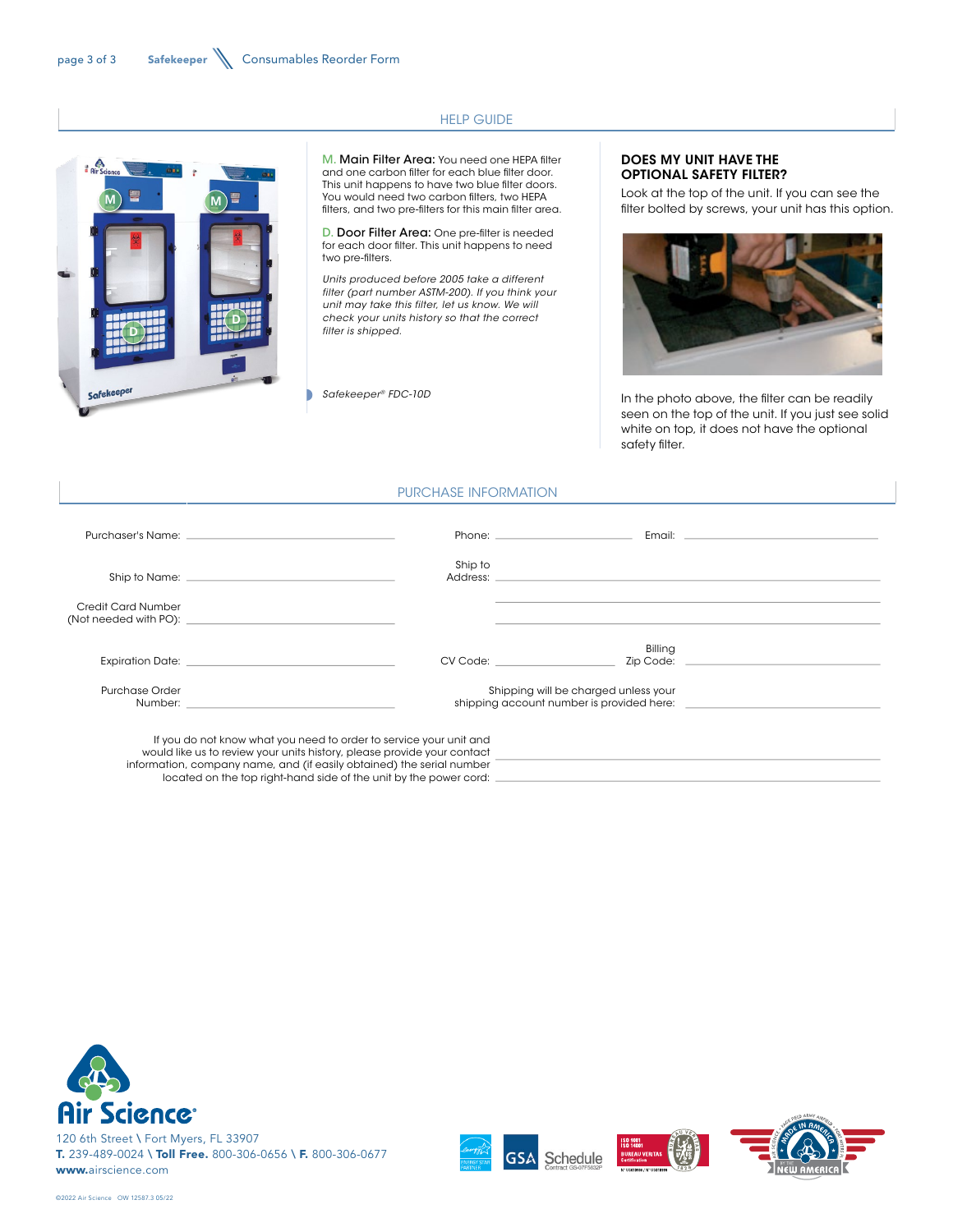## HELP GUIDE

**M. Main Filter Area:** You need one HEPA filter and one carbon filter for each blue filter door. This unit happens to have two blue filter doors. You would need two carbon filters, two HEPA filters, and two pre-filters for this main filter area.

**D. Door Filter Area:** One pre-filter is needed for each door filter. This unit happens to need two pre-filters.

*Units produced before 2005 take a different filter (part number ASTM-200). If you think your unit may take this filter, let us know. We will check your units history so that the correct filter is shipped.*

*Safekeeper® FDC-10D*

### DOES MY UNIT HAVE THE OPTIONAL SAFETY FILTER?

Look at the top of the unit. If you can see the filter bolted by screws, your unit has this option.

In the photo above, the filter can be readily seen on the top of the unit. If you just see solid white on top, it does not have the optional safety filter.

## PURCHASE INFORMATION

Purchaser's Name: ______________________ Phone: ______________ Email: ______________________

Ship to Name: ______________________ Ship to Address: ______________________

Credit Card Number (Not needed with PO): ______________________

Expiration Date: ______________________ CV Code: ______________ Billing Zip Code: ______________________

Purchase Order Number: ______________________ Shipping will be charged unless your shipping account number is provided here: ______________________

If you do not know what you need to order to service your unit and would like us to review your units history, please provide your contact information, company name, and (if easily obtained) the serial number located on the top right-hand side of the unit by the power cord: ______________________

**Air Science**

120 6th Street \ Fort Myers, FL 33907

**T.** 239-489-0024 \ **Toll Free.** 800-306-0656 \ **F.** 800-306-0677

**www.**airscience.com

GSA Schedule Contract GS-07F5832P

©2022 Air Science OW 12587.3 05/22